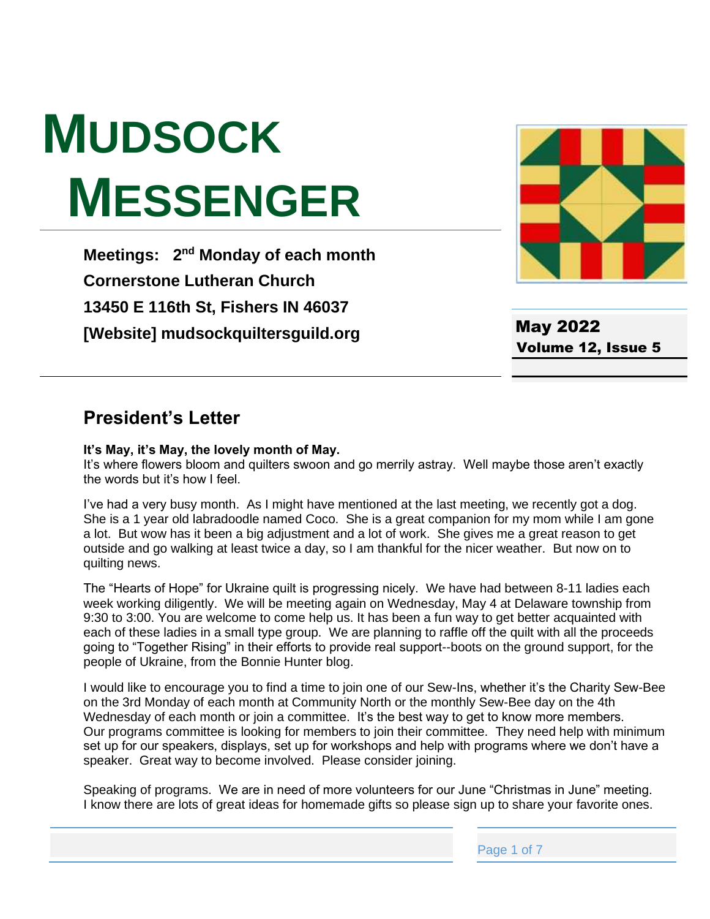# MUDSOCK MESSENGER

**Meetings: 2nd Monday of each month**
**Cornerstone Lutheran Church**
**13450 E 116th St, Fishers IN 46037**
**[Website] mudsockquiltersguild.org**

**May 2022**
**Volume 12, Issue 5**

## President's Letter

**It's May, it's May, the lovely month of May.**
It's where flowers bloom and quilters swoon and go merrily astray. Well maybe those aren't exactly the words but it's how I feel.

I've had a very busy month. As I might have mentioned at the last meeting, we recently got a dog. She is a 1 year old labradoodle named Coco. She is a great companion for my mom while I am gone a lot. But wow has it been a big adjustment and a lot of work. She gives me a great reason to get outside and go walking at least twice a day, so I am thankful for the nicer weather. But now on to quilting news.

The "Hearts of Hope" for Ukraine quilt is progressing nicely. We have had between 8-11 ladies each week working diligently. We will be meeting again on Wednesday, May 4 at Delaware township from 9:30 to 3:00. You are welcome to come help us. It has been a fun way to get better acquainted with each of these ladies in a small type group. We are planning to raffle off the quilt with all the proceeds going to "Together Rising" in their efforts to provide real support--boots on the ground support, for the people of Ukraine, from the Bonnie Hunter blog.

I would like to encourage you to find a time to join one of our Sew-Ins, whether it's the Charity Sew-Bee on the 3rd Monday of each month at Community North or the monthly Sew-Bee day on the 4th Wednesday of each month or join a committee. It's the best way to get to know more members. Our programs committee is looking for members to join their committee. They need help with minimum set up for our speakers, displays, set up for workshops and help with programs where we don't have a speaker. Great way to become involved. Please consider joining.

Speaking of programs. We are in need of more volunteers for our June "Christmas in June" meeting. I know there are lots of great ideas for homemade gifts so please sign up to share your favorite ones.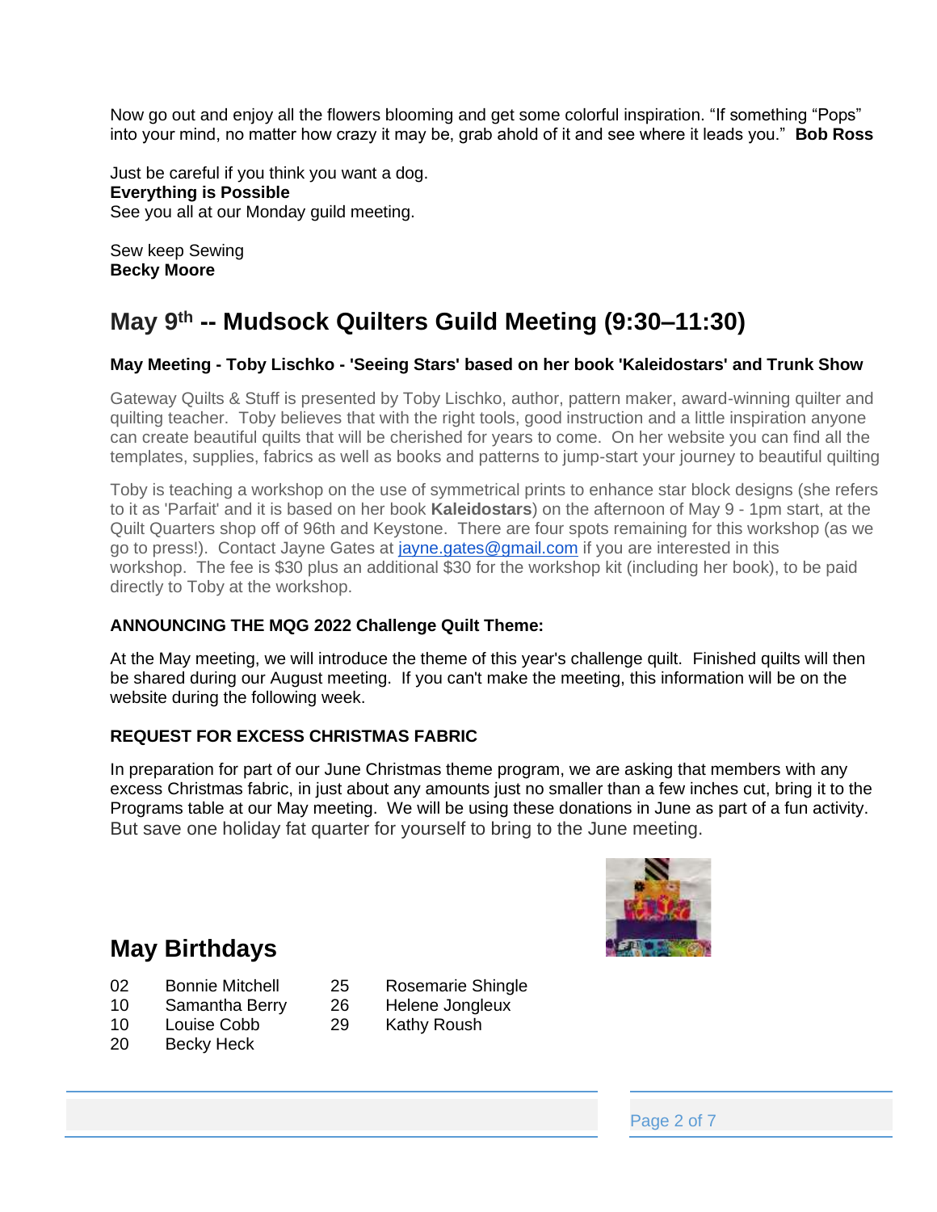Now go out and enjoy all the flowers blooming and get some colorful inspiration. "If something "Pops" into your mind, no matter how crazy it may be, grab ahold of it and see where it leads you." **Bob Ross**

Just be careful if you think you want a dog.
**Everything is Possible**
See you all at our Monday guild meeting.

Sew keep Sewing
**Becky Moore**

## May 9th -- Mudsock Quilters Guild Meeting (9:30–11:30)

**May Meeting - Toby Lischko - 'Seeing Stars' based on her book 'Kaleidostars' and Trunk Show**

Gateway Quilts & Stuff is presented by Toby Lischko, author, pattern maker, award-winning quilter and quilting teacher. Toby believes that with the right tools, good instruction and a little inspiration anyone can create beautiful quilts that will be cherished for years to come. On her website you can find all the templates, supplies, fabrics as well as books and patterns to jump-start your journey to beautiful quilting

Toby is teaching a workshop on the use of symmetrical prints to enhance star block designs (she refers to it as 'Parfait' and it is based on her book **Kaleidostars**) on the afternoon of May 9 - 1pm start, at the Quilt Quarters shop off of 96th and Keystone. There are four spots remaining for this workshop (as we go to press!). Contact Jayne Gates at jayne.gates@gmail.com if you are interested in this workshop. The fee is $30 plus an additional $30 for the workshop kit (including her book), to be paid directly to Toby at the workshop.

**ANNOUNCING THE MQG 2022 Challenge Quilt Theme:**

At the May meeting, we will introduce the theme of this year's challenge quilt. Finished quilts will then be shared during our August meeting. If you can't make the meeting, this information will be on the website during the following week.

**REQUEST FOR EXCESS CHRISTMAS FABRIC**

In preparation for part of our June Christmas theme program, we are asking that members with any excess Christmas fabric, in just about any amounts just no smaller than a few inches cut, bring it to the Programs table at our May meeting. We will be using these donations in June as part of a fun activity. But save one holiday fat quarter for yourself to bring to the June meeting.

## May Birthdays

| | | | |
|---|---|---|---|
| 02 | Bonnie Mitchell | 25 | Rosemarie Shingle |
| 10 | Samantha Berry | 26 | Helene Jongleux |
| 10 | Louise Cobb | 29 | Kathy Roush |
| 20 | Becky Heck | | |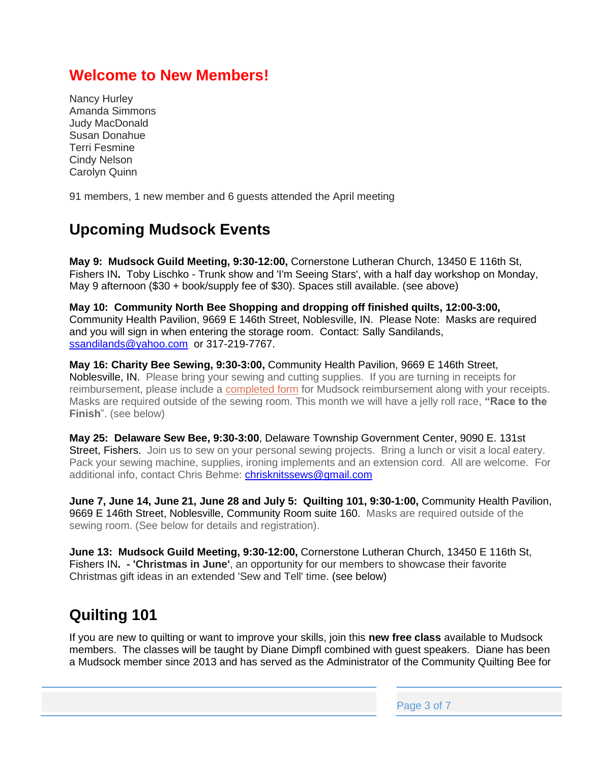## Welcome to New Members!

Nancy Hurley
Amanda Simmons
Judy MacDonald
Susan Donahue
Terri Fesmine
Cindy Nelson
Carolyn Quinn

91 members, 1 new member and 6 guests attended the April meeting

## Upcoming Mudsock Events

**May 9: Mudsock Guild Meeting, 9:30-12:00,** Cornerstone Lutheran Church, 13450 E 116th St, Fishers IN**.** Toby Lischko - Trunk show and 'I'm Seeing Stars', with a half day workshop on Monday, May 9 afternoon ($30 + book/supply fee of $30). Spaces still available. (see above)

**May 10: Community North Bee Shopping and dropping off finished quilts, 12:00-3:00,** Community Health Pavilion, 9669 E 146th Street, Noblesville, IN. Please Note: Masks are required and you will sign in when entering the storage room. Contact: Sally Sandilands, ssandilands@yahoo.com or 317-219-7767.

**May 16: Charity Bee Sewing, 9:30-3:00,** Community Health Pavilion, 9669 E 146th Street, Noblesville, IN. Please bring your sewing and cutting supplies. If you are turning in receipts for reimbursement, please include a completed form for Mudsock reimbursement along with your receipts. Masks are required outside of the sewing room. This month we will have a jelly roll race, **"Race to the Finish**". (see below)

**May 25: Delaware Sew Bee, 9:30-3:00**, Delaware Township Government Center, 9090 E. 131st Street, Fishers. Join us to sew on your personal sewing projects. Bring a lunch or visit a local eatery. Pack your sewing machine, supplies, ironing implements and an extension cord. All are welcome. For additional info, contact Chris Behme: chrisknitssews@gmail.com

**June 7, June 14, June 21, June 28 and July 5: Quilting 101, 9:30-1:00,** Community Health Pavilion, 9669 E 146th Street, Noblesville, Community Room suite 160. Masks are required outside of the sewing room. (See below for details and registration).

**June 13: Mudsock Guild Meeting, 9:30-12:00,** Cornerstone Lutheran Church, 13450 E 116th St, Fishers IN**. - 'Christmas in June'**, an opportunity for our members to showcase their favorite Christmas gift ideas in an extended 'Sew and Tell' time. (see below)

## Quilting 101

If you are new to quilting or want to improve your skills, join this **new free class** available to Mudsock members. The classes will be taught by Diane Dimpfl combined with guest speakers. Diane has been a Mudsock member since 2013 and has served as the Administrator of the Community Quilting Bee for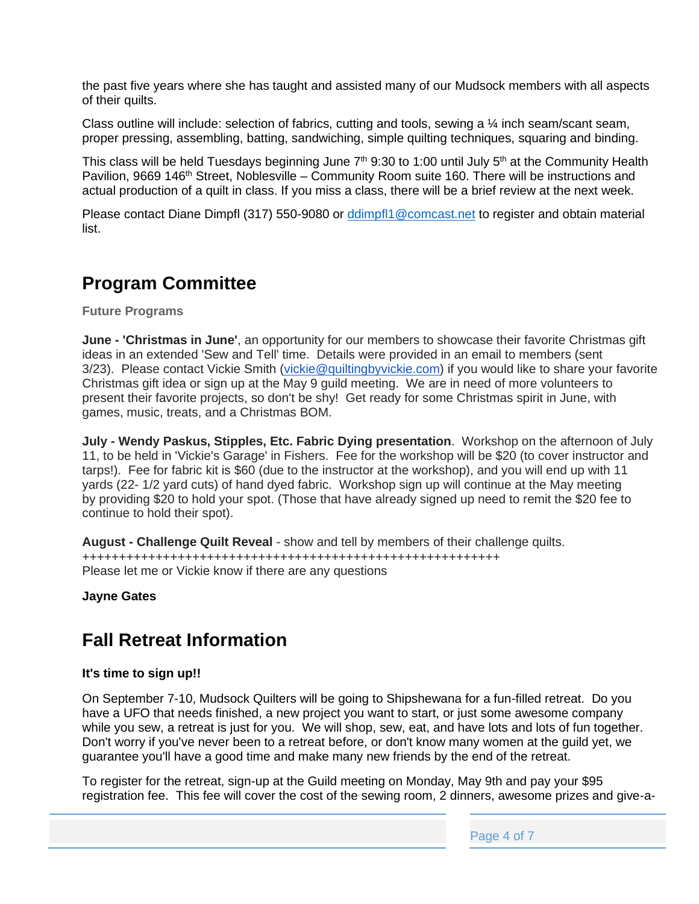the past five years where she has taught and assisted many of our Mudsock members with all aspects of their quilts.

Class outline will include: selection of fabrics, cutting and tools, sewing a ¼ inch seam/scant seam, proper pressing, assembling, batting, sandwiching, simple quilting techniques, squaring and binding.

This class will be held Tuesdays beginning June 7th 9:30 to 1:00 until July 5th at the Community Health Pavilion, 9669 146th Street, Noblesville – Community Room suite 160. There will be instructions and actual production of a quilt in class. If you miss a class, there will be a brief review at the next week.

Please contact Diane Dimpfl (317) 550-9080 or ddimpfl1@comcast.net to register and obtain material list.

## Program Committee

**Future Programs**

**June - 'Christmas in June'**, an opportunity for our members to showcase their favorite Christmas gift ideas in an extended 'Sew and Tell' time. Details were provided in an email to members (sent 3/23). Please contact Vickie Smith (vickie@quiltingbyvickie.com) if you would like to share your favorite Christmas gift idea or sign up at the May 9 guild meeting. We are in need of more volunteers to present their favorite projects, so don't be shy! Get ready for some Christmas spirit in June, with games, music, treats, and a Christmas BOM.

**July - Wendy Paskus, Stipples, Etc. Fabric Dying presentation**. Workshop on the afternoon of July 11, to be held in 'Vickie's Garage' in Fishers. Fee for the workshop will be $20 (to cover instructor and tarps!). Fee for fabric kit is $60 (due to the instructor at the workshop), and you will end up with 11 yards (22- 1/2 yard cuts) of hand dyed fabric. Workshop sign up will continue at the May meeting by providing $20 to hold your spot. (Those that have already signed up need to remit the $20 fee to continue to hold their spot).

**August - Challenge Quilt Reveal** - show and tell by members of their challenge quilts.
++++++++++++++++++++++++++++++++++++++++++++++++++++++++++++
Please let me or Vickie know if there are any questions

**Jayne Gates**

## Fall Retreat Information

**It's time to sign up!!**

On September 7-10, Mudsock Quilters will be going to Shipshewana for a fun-filled retreat. Do you have a UFO that needs finished, a new project you want to start, or just some awesome company while you sew, a retreat is just for you. We will shop, sew, eat, and have lots and lots of fun together. Don't worry if you've never been to a retreat before, or don't know many women at the guild yet, we guarantee you'll have a good time and make many new friends by the end of the retreat.

To register for the retreat, sign-up at the Guild meeting on Monday, May 9th and pay your $95 registration fee. This fee will cover the cost of the sewing room, 2 dinners, awesome prizes and give-a-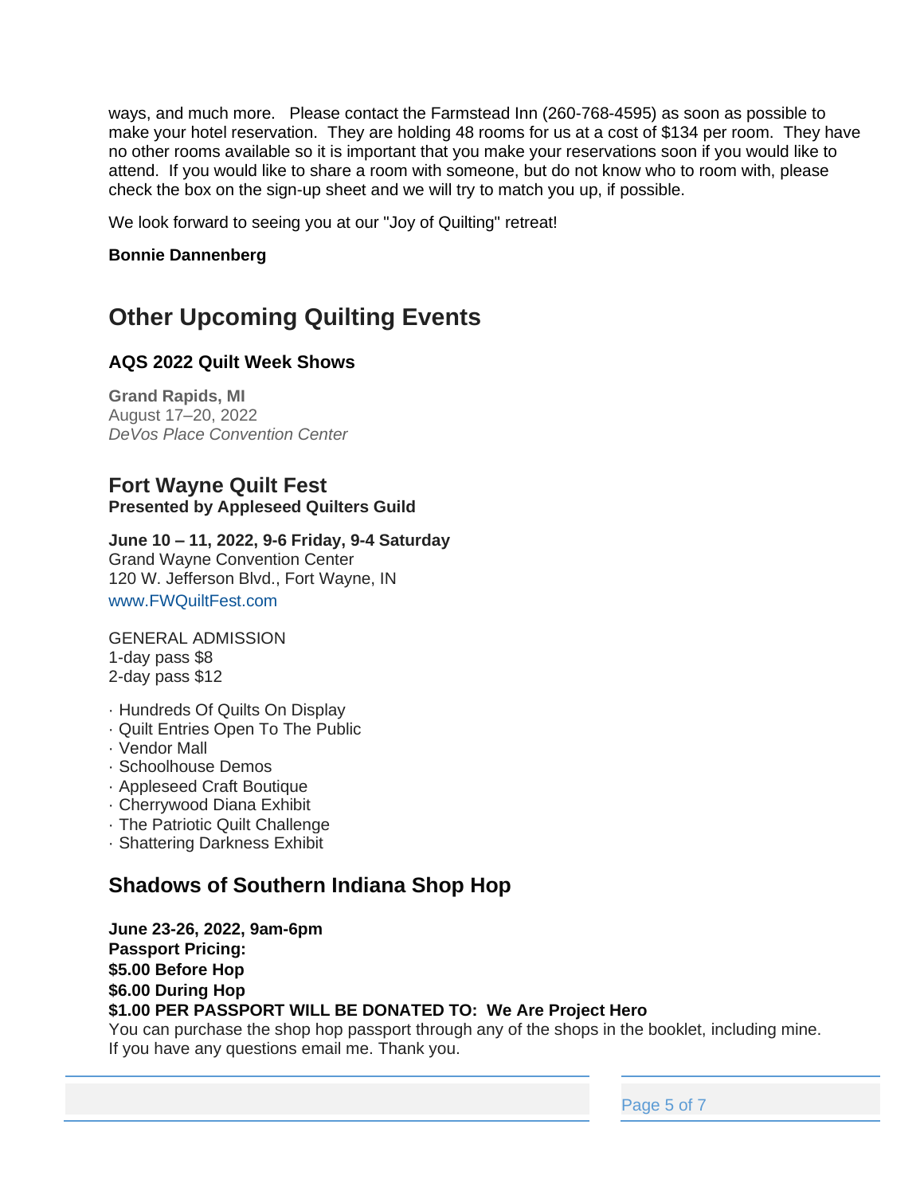ways, and much more.  Please contact the Farmstead Inn (260-768-4595) as soon as possible to make your hotel reservation.  They are holding 48 rooms for us at a cost of $134 per room.  They have no other rooms available so it is important that you make your reservations soon if you would like to attend.  If you would like to share a room with someone, but do not know who to room with, please check the box on the sign-up sheet and we will try to match you up, if possible.

We look forward to seeing you at our "Joy of Quilting" retreat!

**Bonnie Dannenberg**

## Other Upcoming Quilting Events

### AQS 2022 Quilt Week Shows

**Grand Rapids, MI**
August 17–20, 2022
*DeVos Place Convention Center*

### Fort Wayne Quilt Fest
**Presented by Appleseed Quilters Guild**

**June 10 – 11, 2022, 9-6 Friday, 9-4 Saturday**
Grand Wayne Convention Center
120 W. Jefferson Blvd., Fort Wayne, IN
www.FWQuiltFest.com

GENERAL ADMISSION
1-day pass $8
2-day pass $12

· Hundreds Of Quilts On Display
· Quilt Entries Open To The Public
· Vendor Mall
· Schoolhouse Demos
· Appleseed Craft Boutique
· Cherrywood Diana Exhibit
· The Patriotic Quilt Challenge
· Shattering Darkness Exhibit

### Shadows of Southern Indiana Shop Hop

**June 23-26, 2022, 9am-6pm**
**Passport Pricing:**
**$5.00 Before Hop**
**$6.00 During Hop**
**$1.00 PER PASSPORT WILL BE DONATED TO:  We Are Project Hero**
You can purchase the shop hop passport through any of the shops in the booklet, including mine. If you have any questions email me. Thank you.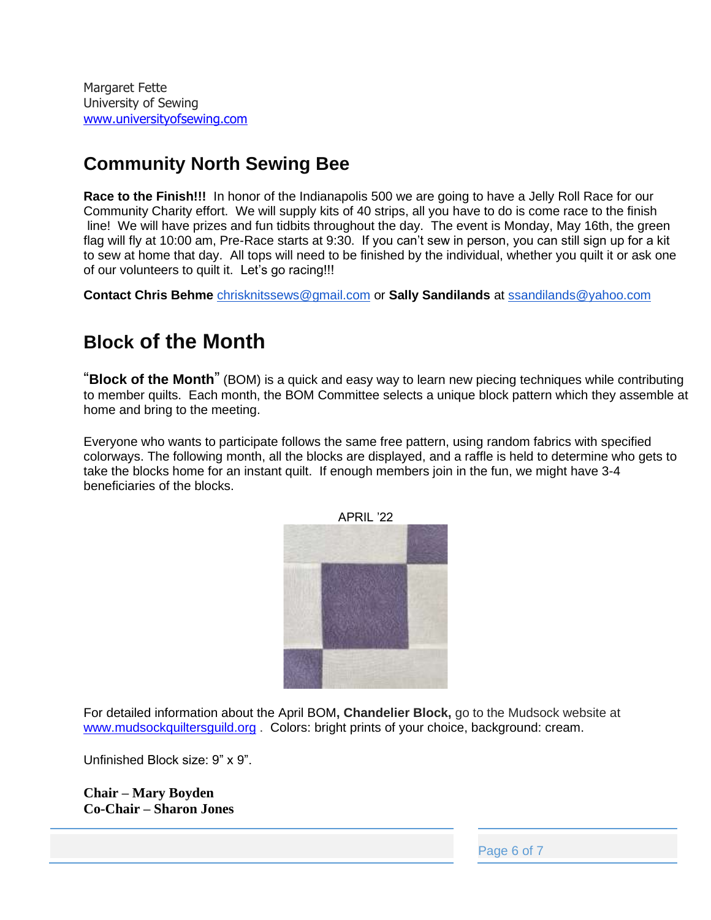Margaret Fette
University of Sewing
www.universityofsewing.com

## Community North Sewing Bee

**Race to the Finish!!!** In honor of the Indianapolis 500 we are going to have a Jelly Roll Race for our Community Charity effort. We will supply kits of 40 strips, all you have to do is come race to the finish line! We will have prizes and fun tidbits throughout the day. The event is Monday, May 16th, the green flag will fly at 10:00 am, Pre-Race starts at 9:30. If you can't sew in person, you can still sign up for a kit to sew at home that day. All tops will need to be finished by the individual, whether you quilt it or ask one of our volunteers to quilt it. Let's go racing!!!

**Contact Chris Behme** chrisknitssews@gmail.com or **Sally Sandilands** at ssandilands@yahoo.com

## Block of the Month

"**Block of the Month**" (BOM) is a quick and easy way to learn new piecing techniques while contributing to member quilts. Each month, the BOM Committee selects a unique block pattern which they assemble at home and bring to the meeting.

Everyone who wants to participate follows the same free pattern, using random fabrics with specified colorways. The following month, all the blocks are displayed, and a raffle is held to determine who gets to take the blocks home for an instant quilt. If enough members join in the fun, we might have 3-4 beneficiaries of the blocks.

APRIL '22

For detailed information about the April BOM**, Chandelier Block,** go to the Mudsock website at www.mudsockquiltersguild.org . Colors: bright prints of your choice, background: cream.

Unfinished Block size: 9" x 9".

**Chair – Mary Boyden**
**Co-Chair – Sharon Jones**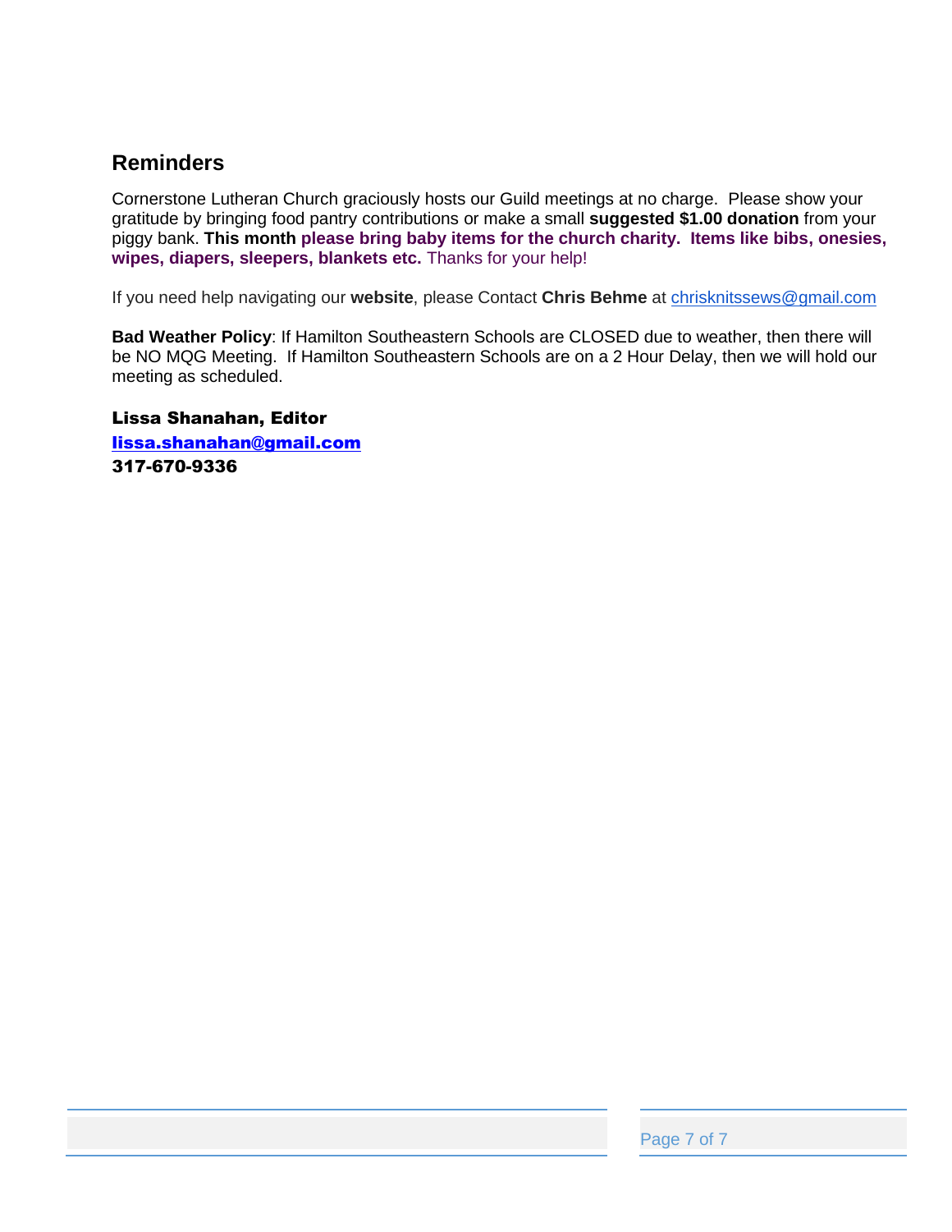## Reminders

Cornerstone Lutheran Church graciously hosts our Guild meetings at no charge. Please show your gratitude by bringing food pantry contributions or make a small **suggested $1.00 donation** from your piggy bank. **This month please bring baby items for the church charity. Items like bibs, onesies, wipes, diapers, sleepers, blankets etc.** Thanks for your help!

If you need help navigating our **website**, please Contact **Chris Behme** at chrisknitssews@gmail.com

**Bad Weather Policy**: If Hamilton Southeastern Schools are CLOSED due to weather, then there will be NO MQG Meeting. If Hamilton Southeastern Schools are on a 2 Hour Delay, then we will hold our meeting as scheduled.

**Lissa Shanahan, Editor**
**lissa.shanahan@gmail.com**
**317-670-9336**